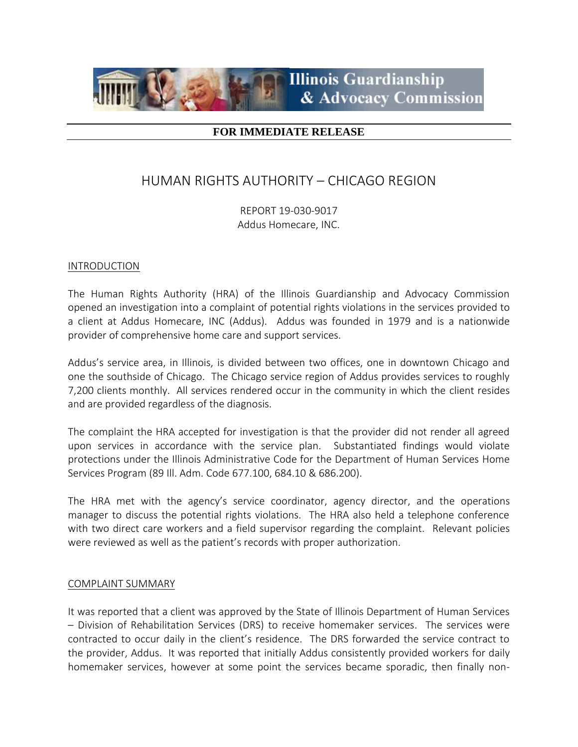Illinois Guardianship & Advocacy Commission

**FOR IMMEDIATE RELEASE**

# HUMAN RIGHTS AUTHORITY – CHICAGO REGION

REPORT 19-030-9017
Addus Homecare, INC.

## INTRODUCTION

The Human Rights Authority (HRA) of the Illinois Guardianship and Advocacy Commission opened an investigation into a complaint of potential rights violations in the services provided to a client at Addus Homecare, INC (Addus). Addus was founded in 1979 and is a nationwide provider of comprehensive home care and support services.

Addus's service area, in Illinois, is divided between two offices, one in downtown Chicago and one the southside of Chicago. The Chicago service region of Addus provides services to roughly 7,200 clients monthly. All services rendered occur in the community in which the client resides and are provided regardless of the diagnosis.

The complaint the HRA accepted for investigation is that the provider did not render all agreed upon services in accordance with the service plan. Substantiated findings would violate protections under the Illinois Administrative Code for the Department of Human Services Home Services Program (89 Ill. Adm. Code 677.100, 684.10 & 686.200).

The HRA met with the agency's service coordinator, agency director, and the operations manager to discuss the potential rights violations. The HRA also held a telephone conference with two direct care workers and a field supervisor regarding the complaint. Relevant policies were reviewed as well as the patient's records with proper authorization.

## COMPLAINT SUMMARY

It was reported that a client was approved by the State of Illinois Department of Human Services – Division of Rehabilitation Services (DRS) to receive homemaker services. The services were contracted to occur daily in the client's residence. The DRS forwarded the service contract to the provider, Addus. It was reported that initially Addus consistently provided workers for daily homemaker services, however at some point the services became sporadic, then finally non-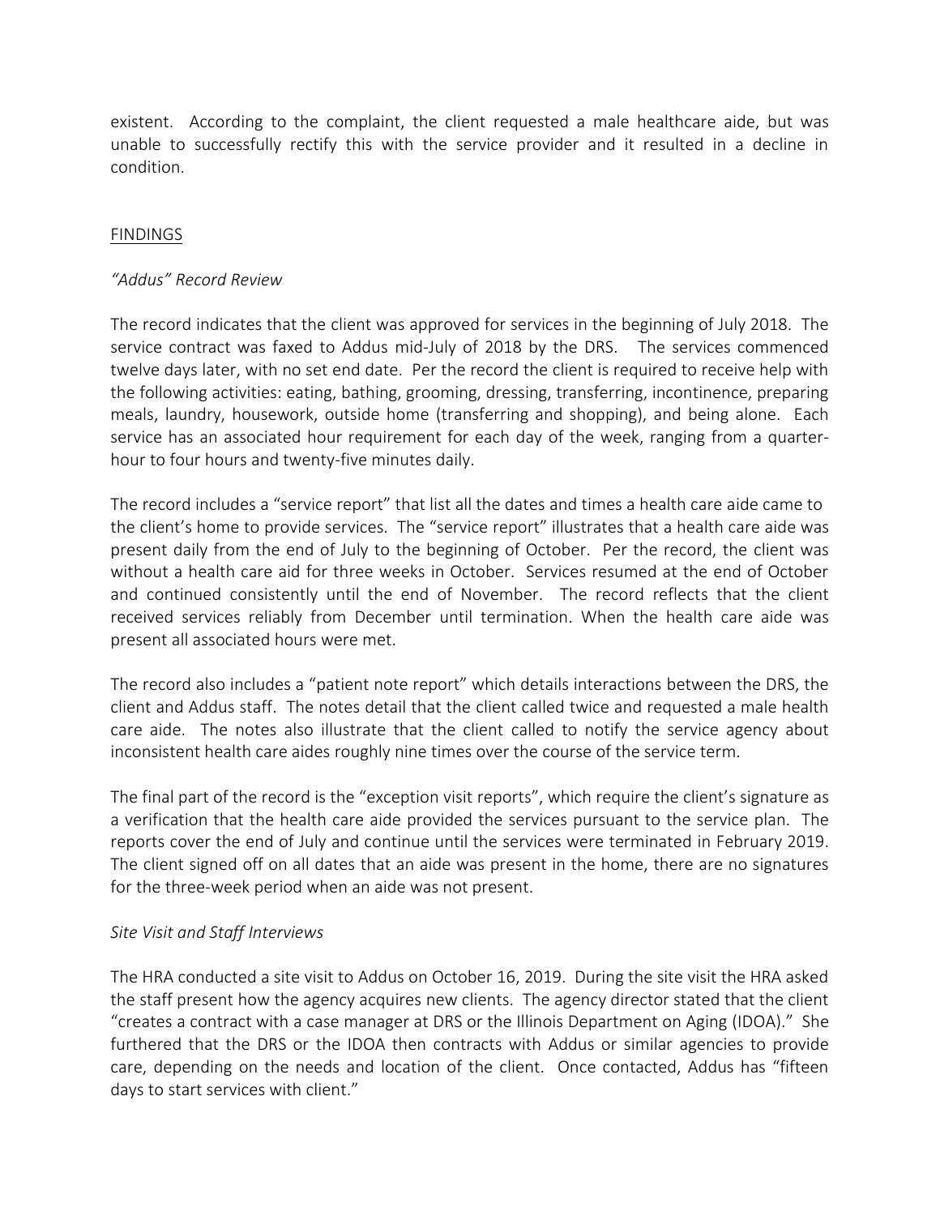existent. According to the complaint, the client requested a male healthcare aide, but was unable to successfully rectify this with the service provider and it resulted in a decline in condition.

## FINDINGS

### *"Addus" Record Review*

The record indicates that the client was approved for services in the beginning of July 2018. The service contract was faxed to Addus mid-July of 2018 by the DRS. The services commenced twelve days later, with no set end date. Per the record the client is required to receive help with the following activities: eating, bathing, grooming, dressing, transferring, incontinence, preparing meals, laundry, housework, outside home (transferring and shopping), and being alone. Each service has an associated hour requirement for each day of the week, ranging from a quarter-hour to four hours and twenty-five minutes daily.

The record includes a "service report" that list all the dates and times a health care aide came to the client's home to provide services. The "service report" illustrates that a health care aide was present daily from the end of July to the beginning of October. Per the record, the client was without a health care aid for three weeks in October. Services resumed at the end of October and continued consistently until the end of November. The record reflects that the client received services reliably from December until termination. When the health care aide was present all associated hours were met.

The record also includes a "patient note report" which details interactions between the DRS, the client and Addus staff. The notes detail that the client called twice and requested a male health care aide. The notes also illustrate that the client called to notify the service agency about inconsistent health care aides roughly nine times over the course of the service term.

The final part of the record is the "exception visit reports", which require the client's signature as a verification that the health care aide provided the services pursuant to the service plan. The reports cover the end of July and continue until the services were terminated in February 2019. The client signed off on all dates that an aide was present in the home, there are no signatures for the three-week period when an aide was not present.

### *Site Visit and Staff Interviews*

The HRA conducted a site visit to Addus on October 16, 2019. During the site visit the HRA asked the staff present how the agency acquires new clients. The agency director stated that the client "creates a contract with a case manager at DRS or the Illinois Department on Aging (IDOA)." She furthered that the DRS or the IDOA then contracts with Addus or similar agencies to provide care, depending on the needs and location of the client. Once contacted, Addus has "fifteen days to start services with client."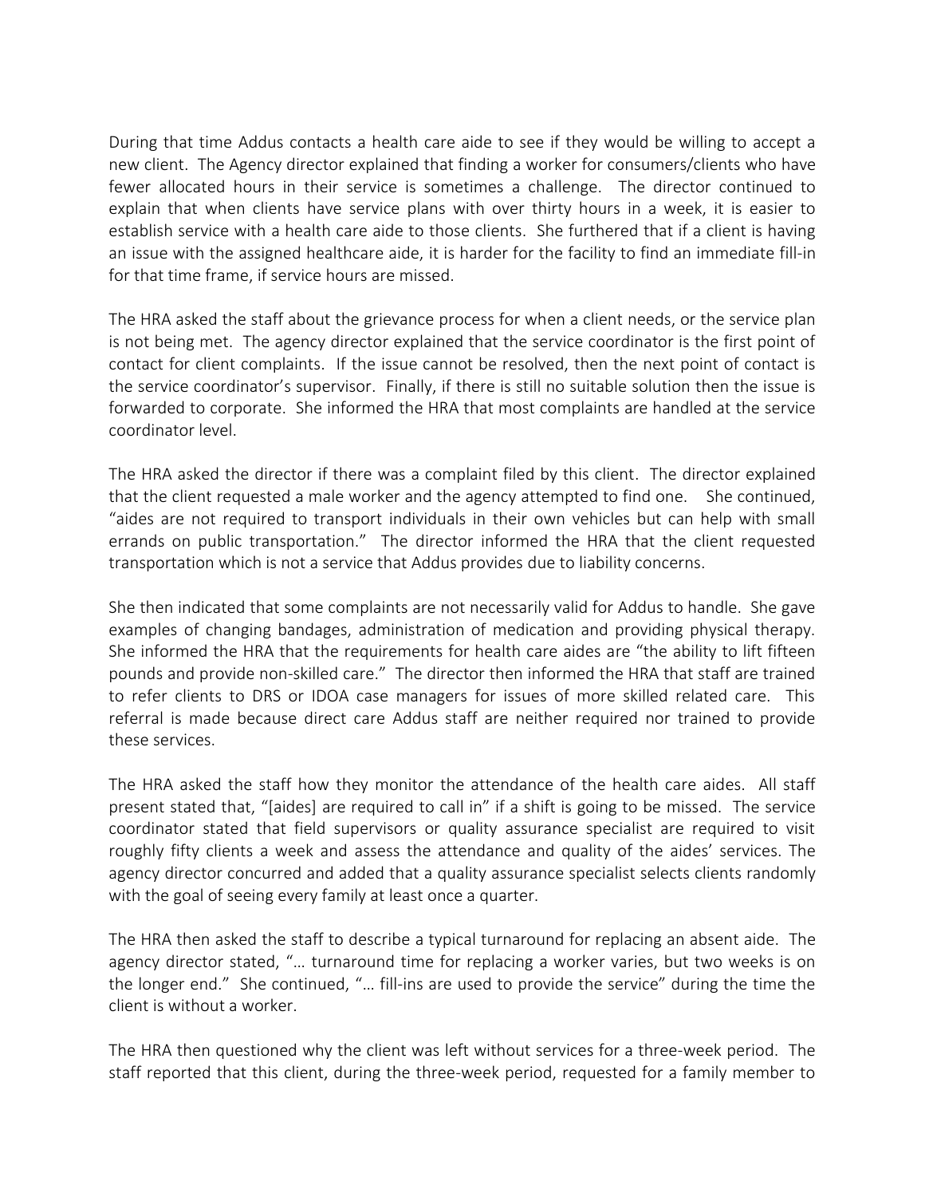During that time Addus contacts a health care aide to see if they would be willing to accept a new client. The Agency director explained that finding a worker for consumers/clients who have fewer allocated hours in their service is sometimes a challenge. The director continued to explain that when clients have service plans with over thirty hours in a week, it is easier to establish service with a health care aide to those clients. She furthered that if a client is having an issue with the assigned healthcare aide, it is harder for the facility to find an immediate fill-in for that time frame, if service hours are missed.

The HRA asked the staff about the grievance process for when a client needs, or the service plan is not being met. The agency director explained that the service coordinator is the first point of contact for client complaints. If the issue cannot be resolved, then the next point of contact is the service coordinator's supervisor. Finally, if there is still no suitable solution then the issue is forwarded to corporate. She informed the HRA that most complaints are handled at the service coordinator level.

The HRA asked the director if there was a complaint filed by this client. The director explained that the client requested a male worker and the agency attempted to find one. She continued, "aides are not required to transport individuals in their own vehicles but can help with small errands on public transportation." The director informed the HRA that the client requested transportation which is not a service that Addus provides due to liability concerns.

She then indicated that some complaints are not necessarily valid for Addus to handle. She gave examples of changing bandages, administration of medication and providing physical therapy. She informed the HRA that the requirements for health care aides are "the ability to lift fifteen pounds and provide non-skilled care." The director then informed the HRA that staff are trained to refer clients to DRS or IDOA case managers for issues of more skilled related care. This referral is made because direct care Addus staff are neither required nor trained to provide these services.

The HRA asked the staff how they monitor the attendance of the health care aides. All staff present stated that, "[aides] are required to call in" if a shift is going to be missed. The service coordinator stated that field supervisors or quality assurance specialist are required to visit roughly fifty clients a week and assess the attendance and quality of the aides' services. The agency director concurred and added that a quality assurance specialist selects clients randomly with the goal of seeing every family at least once a quarter.

The HRA then asked the staff to describe a typical turnaround for replacing an absent aide. The agency director stated, "… turnaround time for replacing a worker varies, but two weeks is on the longer end." She continued, "… fill-ins are used to provide the service" during the time the client is without a worker.

The HRA then questioned why the client was left without services for a three-week period. The staff reported that this client, during the three-week period, requested for a family member to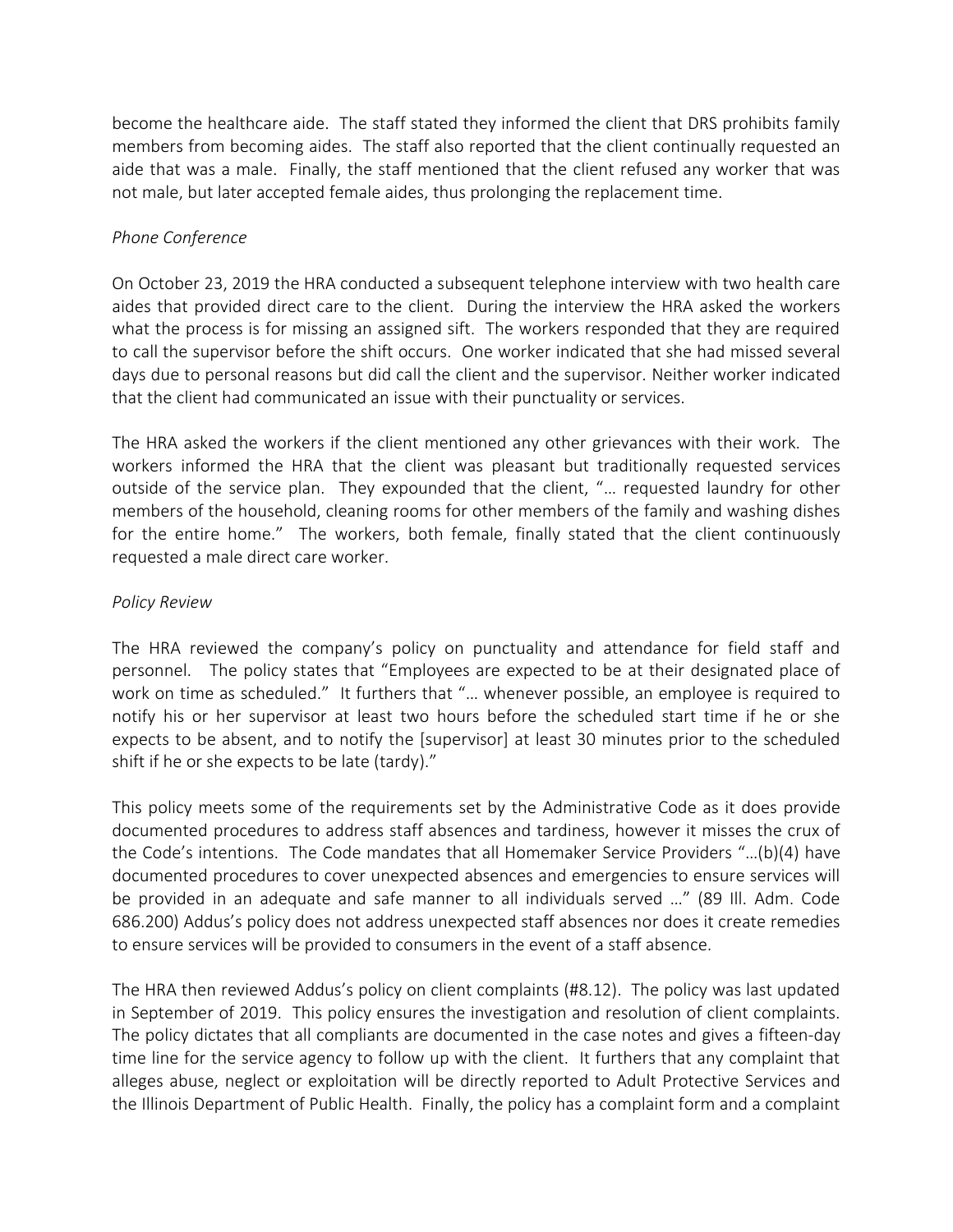become the healthcare aide. The staff stated they informed the client that DRS prohibits family members from becoming aides. The staff also reported that the client continually requested an aide that was a male. Finally, the staff mentioned that the client refused any worker that was not male, but later accepted female aides, thus prolonging the replacement time.

*Phone Conference*

On October 23, 2019 the HRA conducted a subsequent telephone interview with two health care aides that provided direct care to the client. During the interview the HRA asked the workers what the process is for missing an assigned sift. The workers responded that they are required to call the supervisor before the shift occurs. One worker indicated that she had missed several days due to personal reasons but did call the client and the supervisor. Neither worker indicated that the client had communicated an issue with their punctuality or services.

The HRA asked the workers if the client mentioned any other grievances with their work. The workers informed the HRA that the client was pleasant but traditionally requested services outside of the service plan. They expounded that the client, "… requested laundry for other members of the household, cleaning rooms for other members of the family and washing dishes for the entire home." The workers, both female, finally stated that the client continuously requested a male direct care worker.

*Policy Review*

The HRA reviewed the company's policy on punctuality and attendance for field staff and personnel. The policy states that "Employees are expected to be at their designated place of work on time as scheduled." It furthers that "… whenever possible, an employee is required to notify his or her supervisor at least two hours before the scheduled start time if he or she expects to be absent, and to notify the [supervisor] at least 30 minutes prior to the scheduled shift if he or she expects to be late (tardy)."

This policy meets some of the requirements set by the Administrative Code as it does provide documented procedures to address staff absences and tardiness, however it misses the crux of the Code's intentions. The Code mandates that all Homemaker Service Providers "…(b)(4) have documented procedures to cover unexpected absences and emergencies to ensure services will be provided in an adequate and safe manner to all individuals served …" (89 Ill. Adm. Code 686.200) Addus's policy does not address unexpected staff absences nor does it create remedies to ensure services will be provided to consumers in the event of a staff absence.

The HRA then reviewed Addus's policy on client complaints (#8.12). The policy was last updated in September of 2019. This policy ensures the investigation and resolution of client complaints. The policy dictates that all compliants are documented in the case notes and gives a fifteen-day time line for the service agency to follow up with the client. It furthers that any complaint that alleges abuse, neglect or exploitation will be directly reported to Adult Protective Services and the Illinois Department of Public Health. Finally, the policy has a complaint form and a complaint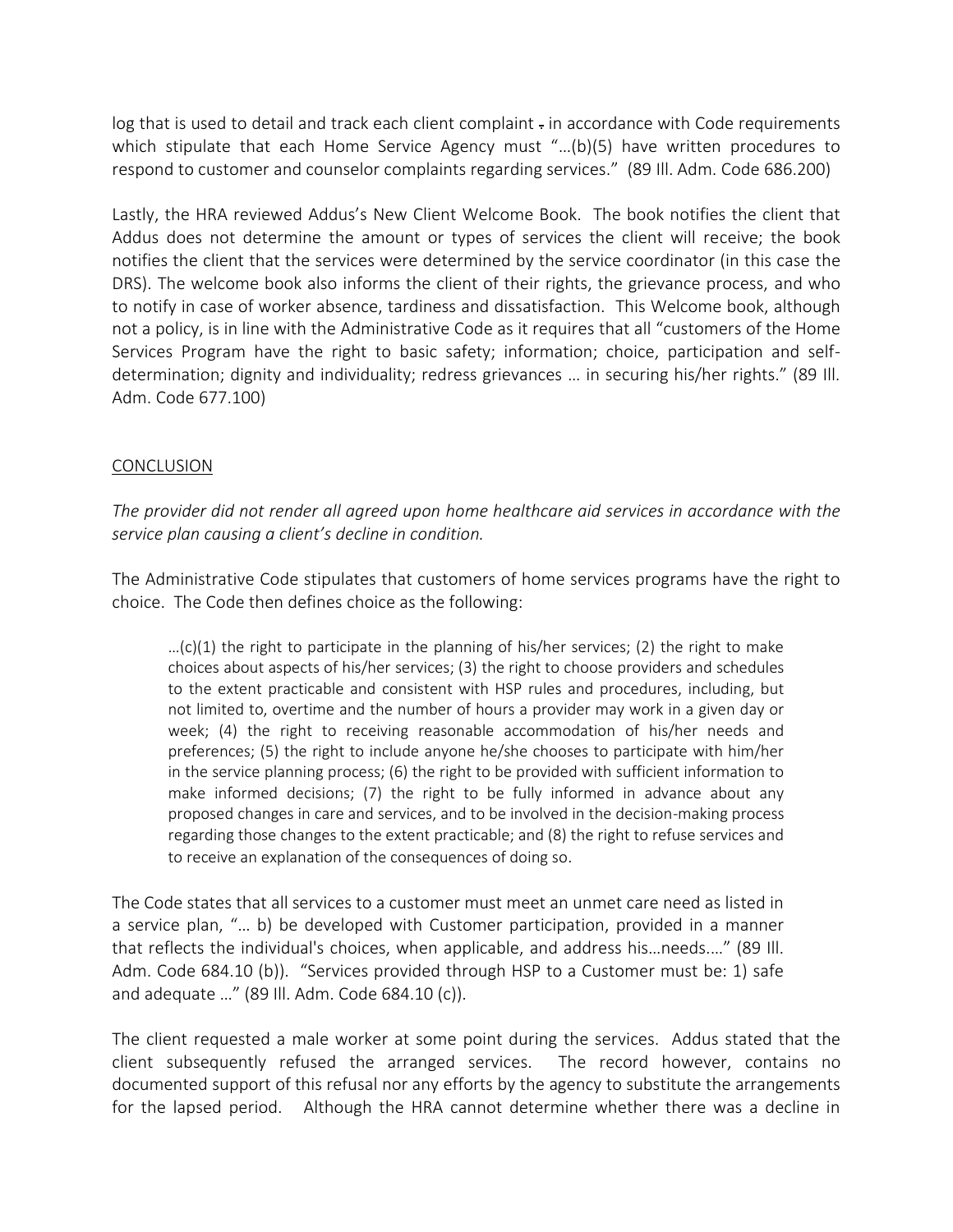log that is used to detail and track each client complaint - in accordance with Code requirements which stipulate that each Home Service Agency must "…(b)(5) have written procedures to respond to customer and counselor complaints regarding services." (89 Ill. Adm. Code 686.200)

Lastly, the HRA reviewed Addus's New Client Welcome Book. The book notifies the client that Addus does not determine the amount or types of services the client will receive; the book notifies the client that the services were determined by the service coordinator (in this case the DRS). The welcome book also informs the client of their rights, the grievance process, and who to notify in case of worker absence, tardiness and dissatisfaction. This Welcome book, although not a policy, is in line with the Administrative Code as it requires that all "customers of the Home Services Program have the right to basic safety; information; choice, participation and self-determination; dignity and individuality; redress grievances … in securing his/her rights." (89 Ill. Adm. Code 677.100)

## CONCLUSION

*The provider did not render all agreed upon home healthcare aid services in accordance with the service plan causing a client's decline in condition.*

The Administrative Code stipulates that customers of home services programs have the right to choice. The Code then defines choice as the following:

> …(c)(1) the right to participate in the planning of his/her services; (2) the right to make choices about aspects of his/her services; (3) the right to choose providers and schedules to the extent practicable and consistent with HSP rules and procedures, including, but not limited to, overtime and the number of hours a provider may work in a given day or week; (4) the right to receiving reasonable accommodation of his/her needs and preferences; (5) the right to include anyone he/she chooses to participate with him/her in the service planning process; (6) the right to be provided with sufficient information to make informed decisions; (7) the right to be fully informed in advance about any proposed changes in care and services, and to be involved in the decision-making process regarding those changes to the extent practicable; and (8) the right to refuse services and to receive an explanation of the consequences of doing so.

The Code states that all services to a customer must meet an unmet care need as listed in a service plan, "… b) be developed with Customer participation, provided in a manner that reflects the individual's choices, when applicable, and address his…needs…." (89 Ill. Adm. Code 684.10 (b)). "Services provided through HSP to a Customer must be: 1) safe and adequate …" (89 Ill. Adm. Code 684.10 (c)).

The client requested a male worker at some point during the services. Addus stated that the client subsequently refused the arranged services. The record however, contains no documented support of this refusal nor any efforts by the agency to substitute the arrangements for the lapsed period. Although the HRA cannot determine whether there was a decline in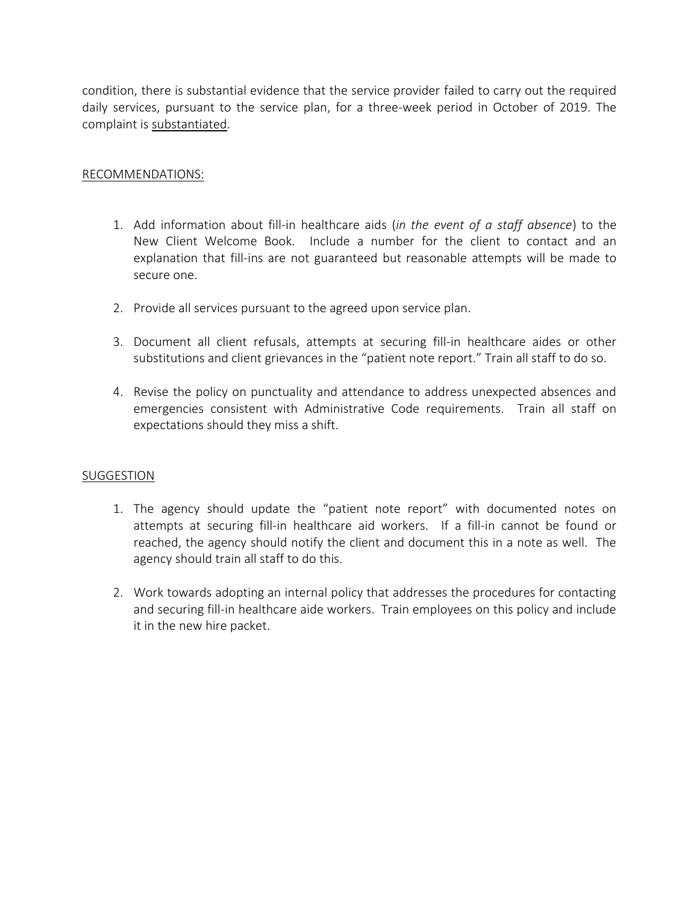condition, there is substantial evidence that the service provider failed to carry out the required daily services, pursuant to the service plan, for a three-week period in October of 2019. The complaint is <u>substantiated</u>.

<u>RECOMMENDATIONS:</u>

1. Add information about fill-in healthcare aids (*in the event of a staff absence*) to the New Client Welcome Book. Include a number for the client to contact and an explanation that fill-ins are not guaranteed but reasonable attempts will be made to secure one.

2. Provide all services pursuant to the agreed upon service plan.

3. Document all client refusals, attempts at securing fill-in healthcare aides or other substitutions and client grievances in the "patient note report." Train all staff to do so.

4. Revise the policy on punctuality and attendance to address unexpected absences and emergencies consistent with Administrative Code requirements. Train all staff on expectations should they miss a shift.

<u>SUGGESTION</u>

1. The agency should update the "patient note report" with documented notes on attempts at securing fill-in healthcare aid workers. If a fill-in cannot be found or reached, the agency should notify the client and document this in a note as well. The agency should train all staff to do this.

2. Work towards adopting an internal policy that addresses the procedures for contacting and securing fill-in healthcare aide workers. Train employees on this policy and include it in the new hire packet.